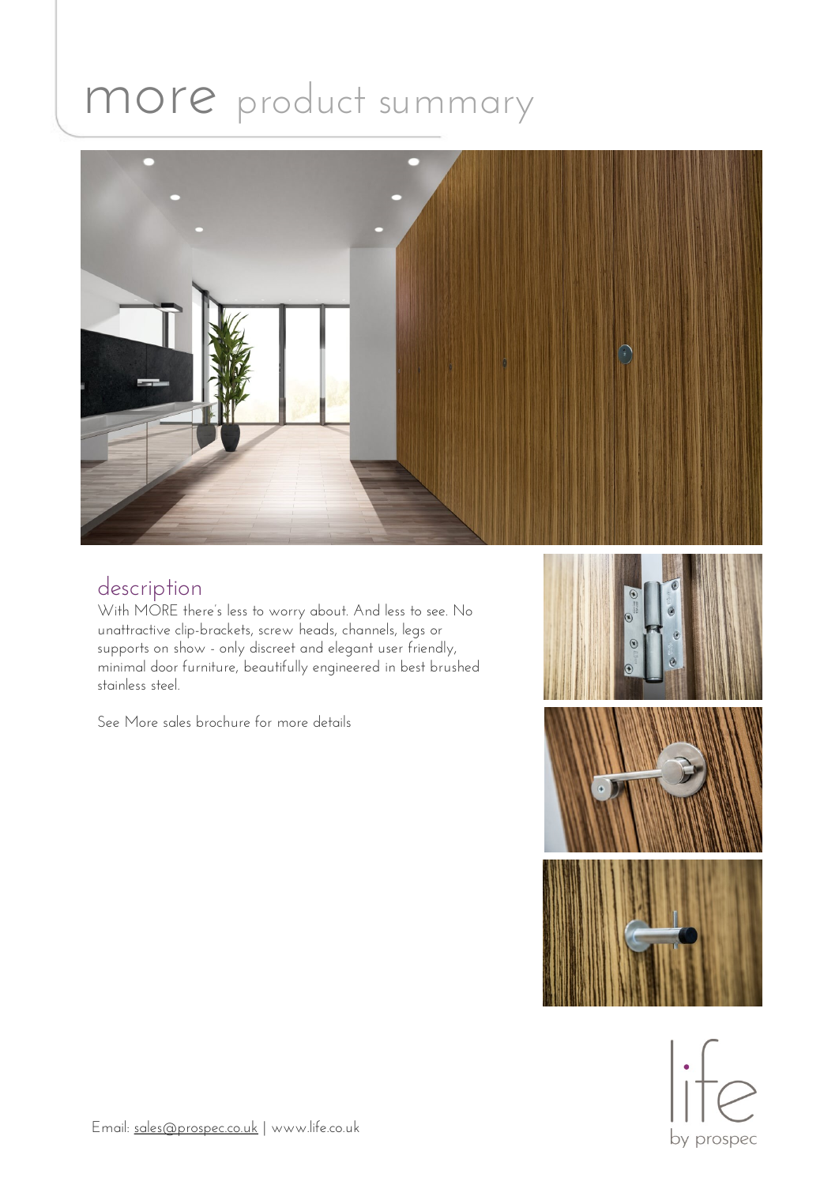# more product summary

## description

With MORE there's less to worry about. And less to see. No unattractive clip-brackets, screw heads, channels, legs or supports on show - only discreet and elegant user friendly, minimal door furniture, beautifully engineered in best brushed stainless steel.

See More sales brochure for more details

Email: sales@prospec.co.uk | www.life.co.uk

life by prospec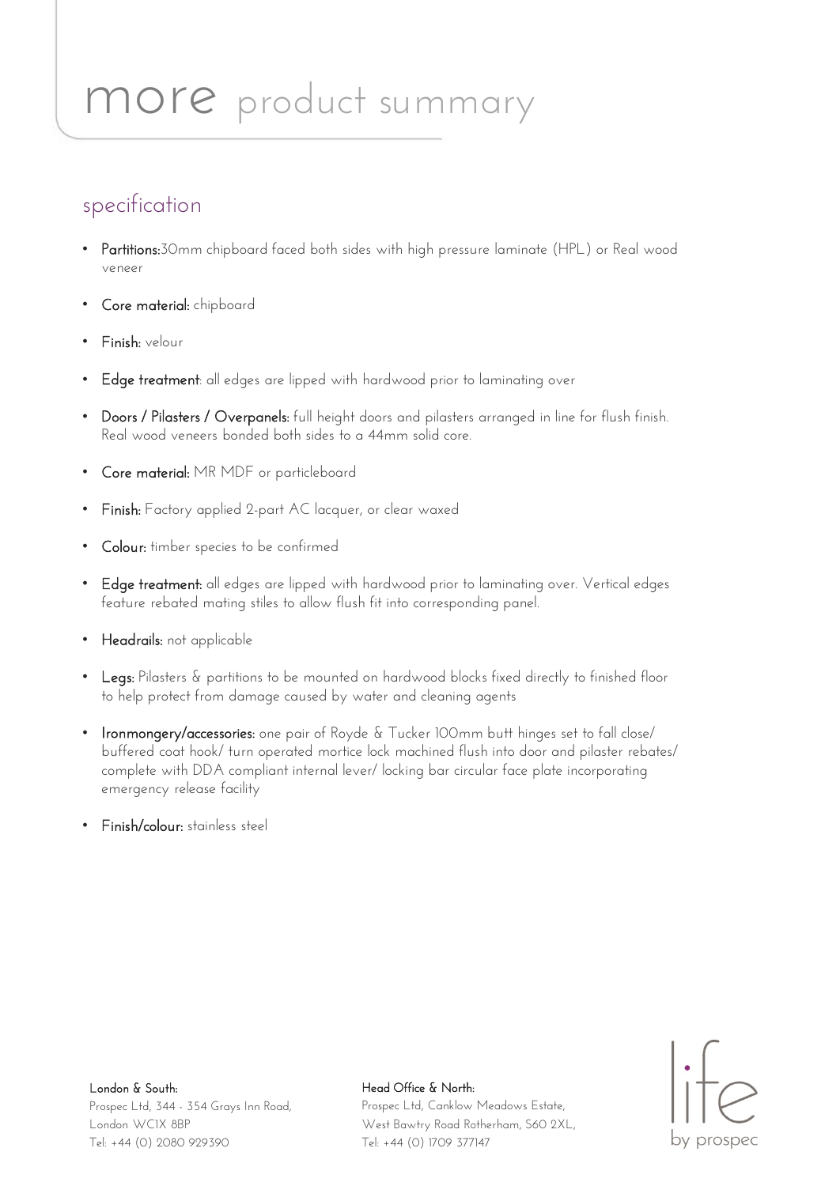# more product summary

## specification

- **Partitions:**30mm chipboard faced both sides with high pressure laminate (HPL) or Real wood veneer
- **Core material:** chipboard
- **Finish:** velour
- **Edge treatment**: all edges are lipped with hardwood prior to laminating over
- **Doors / Pilasters / Overpanels:** full height doors and pilasters arranged in line for flush finish. Real wood veneers bonded both sides to a 44mm solid core.
- **Core material:** MR MDF or particleboard
- **Finish:** Factory applied 2-part AC lacquer, or clear waxed
- **Colour:** timber species to be confirmed
- **Edge treatment:** all edges are lipped with hardwood prior to laminating over. Vertical edges feature rebated mating stiles to allow flush fit into corresponding panel.
- **Headrails:** not applicable
- **Legs:** Pilasters & partitions to be mounted on hardwood blocks fixed directly to finished floor to help protect from damage caused by water and cleaning agents
- **Ironmongery/accessories:** one pair of Royde & Tucker 100mm butt hinges set to fall close/ buffered coat hook/ turn operated mortice lock machined flush into door and pilaster rebates/ complete with DDA compliant internal lever/ locking bar circular face plate incorporating emergency release facility
- **Finish/colour:** stainless steel

**London & South:**
Prospec Ltd, 344 - 354 Grays Inn Road,
London WC1X 8BP
Tel: +44 (0) 2080 929390

**Head Office & North:**
Prospec Ltd, Canklow Meadows Estate,
West Bawtry Road Rotherham, S60 2XL,
Tel: +44 (0) 1709 377147

life by prospec